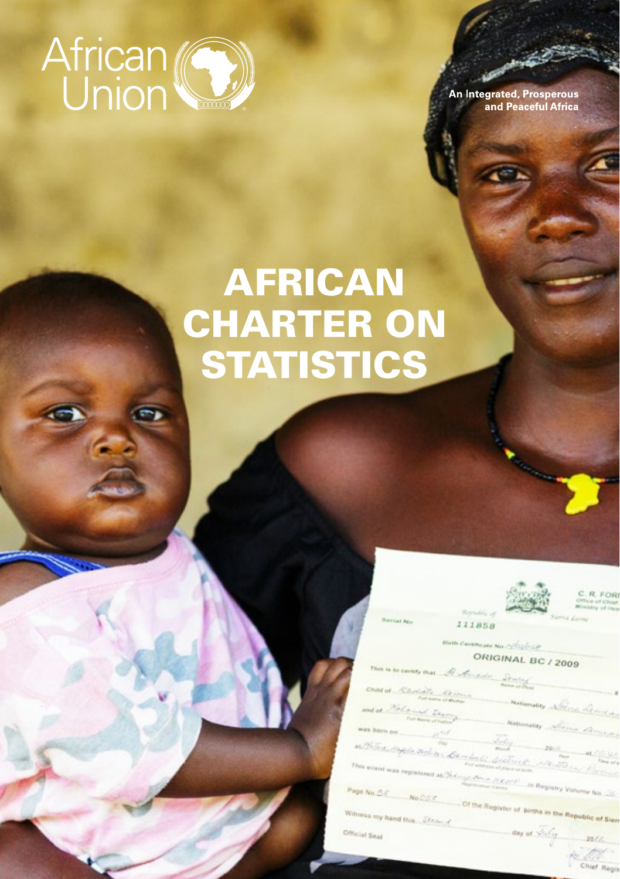African Union

An Integrated, Prosperous and Peaceful Africa

# AFRICAN CHARTER ON STATISTICS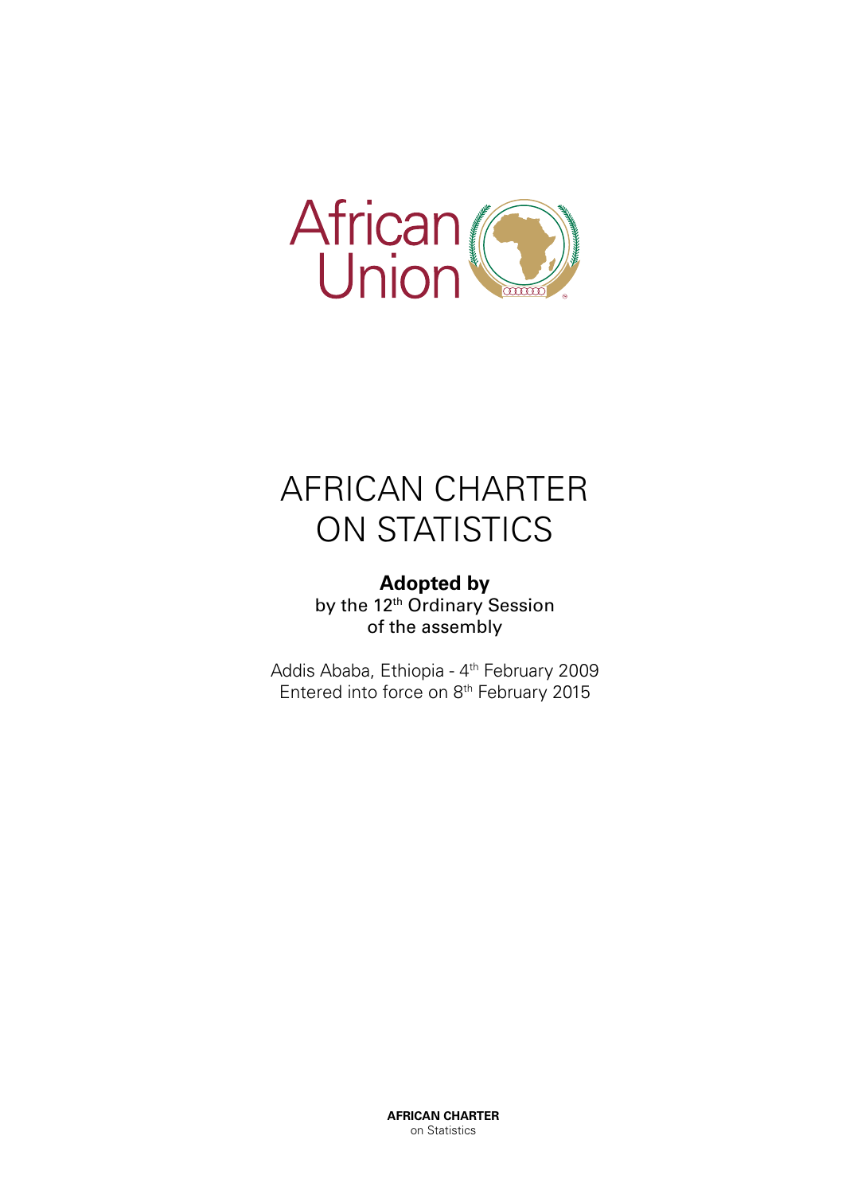African Union

# AFRICAN CHARTER ON STATISTICS

**Adopted by**
by the 12th Ordinary Session
of the assembly

Addis Ababa, Ethiopia - 4th February 2009
Entered into force on 8th February 2015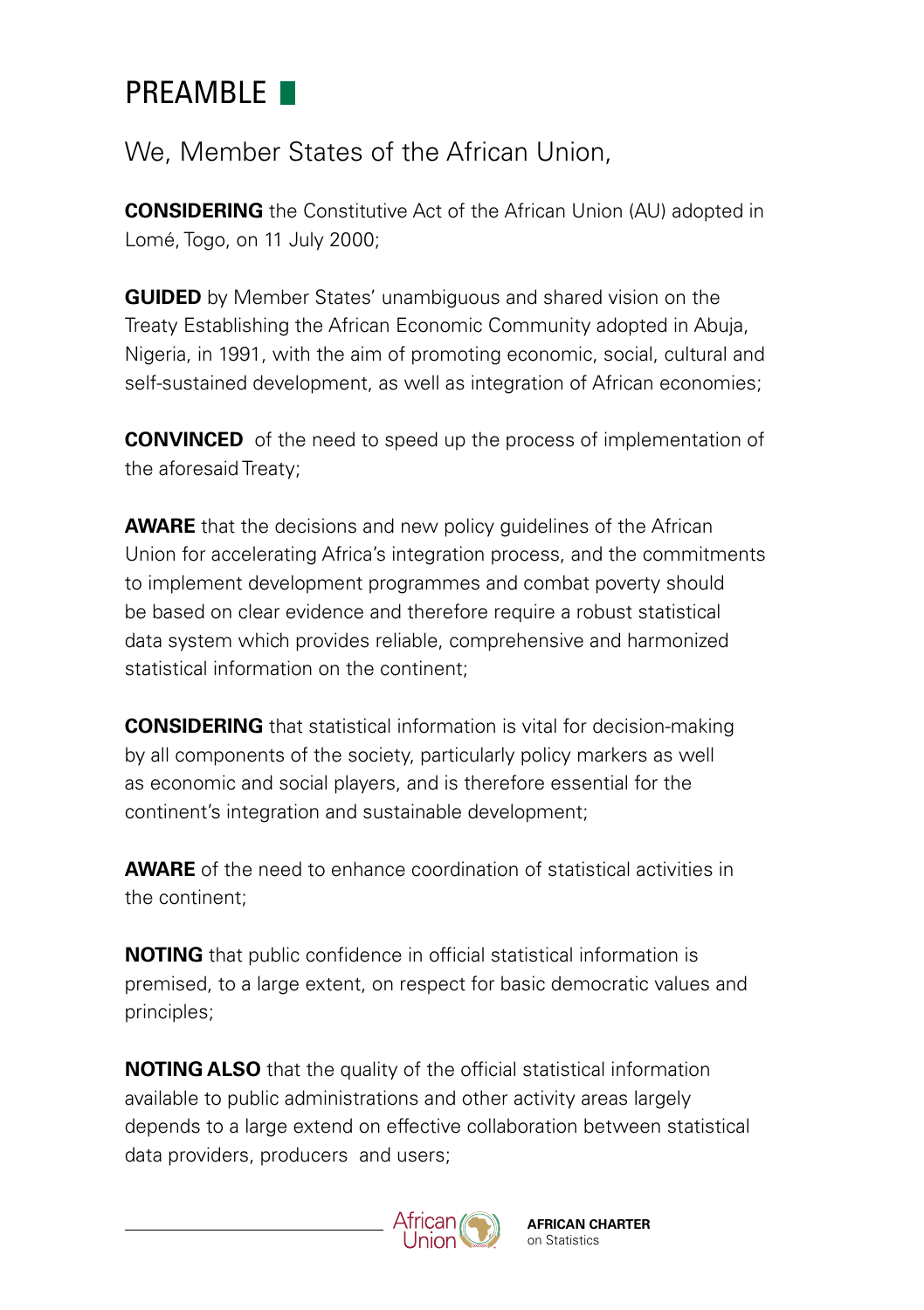# PREAMBLE

We, Member States of the African Union,

**CONSIDERING** the Constitutive Act of the African Union (AU) adopted in Lomé, Togo, on 11 July 2000;

**GUIDED** by Member States' unambiguous and shared vision on the Treaty Establishing the African Economic Community adopted in Abuja, Nigeria, in 1991, with the aim of promoting economic, social, cultural and self-sustained development, as well as integration of African economies;

**CONVINCED** of the need to speed up the process of implementation of the aforesaid Treaty;

**AWARE** that the decisions and new policy guidelines of the African Union for accelerating Africa's integration process, and the commitments to implement development programmes and combat poverty should be based on clear evidence and therefore require a robust statistical data system which provides reliable, comprehensive and harmonized statistical information on the continent;

**CONSIDERING** that statistical information is vital for decision-making by all components of the society, particularly policy markers as well as economic and social players, and is therefore essential for the continent's integration and sustainable development;

**AWARE** of the need to enhance coordination of statistical activities in the continent;

**NOTING** that public confidence in official statistical information is premised, to a large extent, on respect for basic democratic values and principles;

**NOTING ALSO** that the quality of the official statistical information available to public administrations and other activity areas largely depends to a large extend on effective collaboration between statistical data providers, producers and users;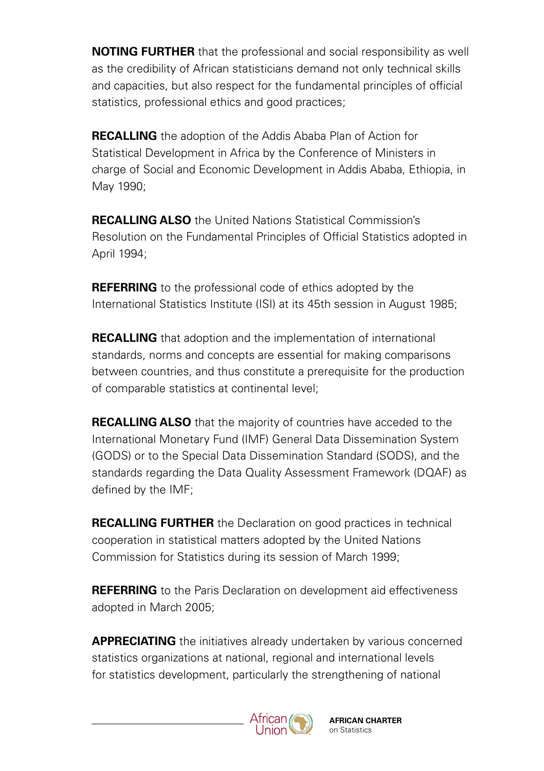**NOTING FURTHER** that the professional and social responsibility as well as the credibility of African statisticians demand not only technical skills and capacities, but also respect for the fundamental principles of official statistics, professional ethics and good practices;

**RECALLING** the adoption of the Addis Ababa Plan of Action for Statistical Development in Africa by the Conference of Ministers in charge of Social and Economic Development in Addis Ababa, Ethiopia, in May 1990;

**RECALLING ALSO** the United Nations Statistical Commission's Resolution on the Fundamental Principles of Official Statistics adopted in April 1994;

**REFERRING** to the professional code of ethics adopted by the International Statistics Institute (ISI) at its 45th session in August 1985;

**RECALLING** that adoption and the implementation of international standards, norms and concepts are essential for making comparisons between countries, and thus constitute a prerequisite for the production of comparable statistics at continental level;

**RECALLING ALSO** that the majority of countries have acceded to the International Monetary Fund (IMF) General Data Dissemination System (GODS) or to the Special Data Dissemination Standard (SODS), and the standards regarding the Data Quality Assessment Framework (DQAF) as defined by the IMF;

**RECALLING FURTHER** the Declaration on good practices in technical cooperation in statistical matters adopted by the United Nations Commission for Statistics during its session of March 1999;

**REFERRING** to the Paris Declaration on development aid effectiveness adopted in March 2005;

**APPRECIATING** the initiatives already undertaken by various concerned statistics organizations at national, regional and international levels for statistics development, particularly the strengthening of national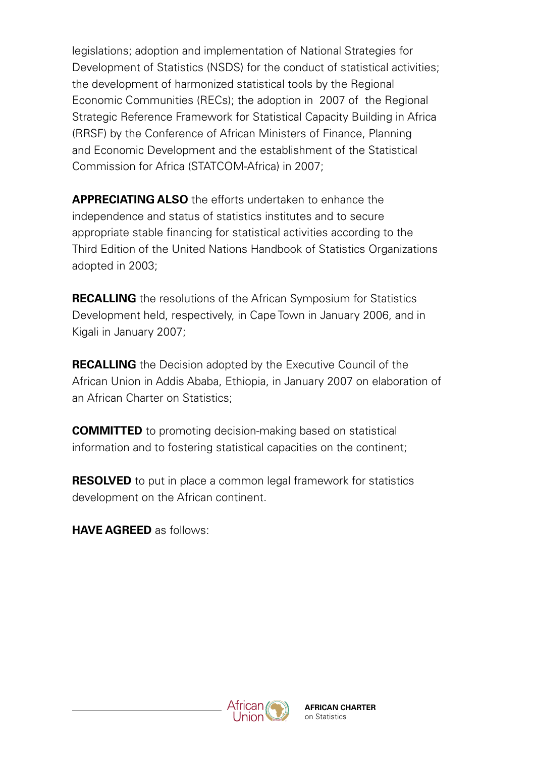legislations; adoption and implementation of National Strategies for Development of Statistics (NSDS) for the conduct of statistical activities; the development of harmonized statistical tools by the Regional Economic Communities (RECs); the adoption in 2007 of the Regional Strategic Reference Framework for Statistical Capacity Building in Africa (RRSF) by the Conference of African Ministers of Finance, Planning and Economic Development and the establishment of the Statistical Commission for Africa (STATCOM-Africa) in 2007;

**APPRECIATING ALSO** the efforts undertaken to enhance the independence and status of statistics institutes and to secure appropriate stable financing for statistical activities according to the Third Edition of the United Nations Handbook of Statistics Organizations adopted in 2003;

**RECALLING** the resolutions of the African Symposium for Statistics Development held, respectively, in Cape Town in January 2006, and in Kigali in January 2007;

**RECALLING** the Decision adopted by the Executive Council of the African Union in Addis Ababa, Ethiopia, in January 2007 on elaboration of an African Charter on Statistics;

**COMMITTED** to promoting decision-making based on statistical information and to fostering statistical capacities on the continent;

**RESOLVED** to put in place a common legal framework for statistics development on the African continent.

**HAVE AGREED** as follows: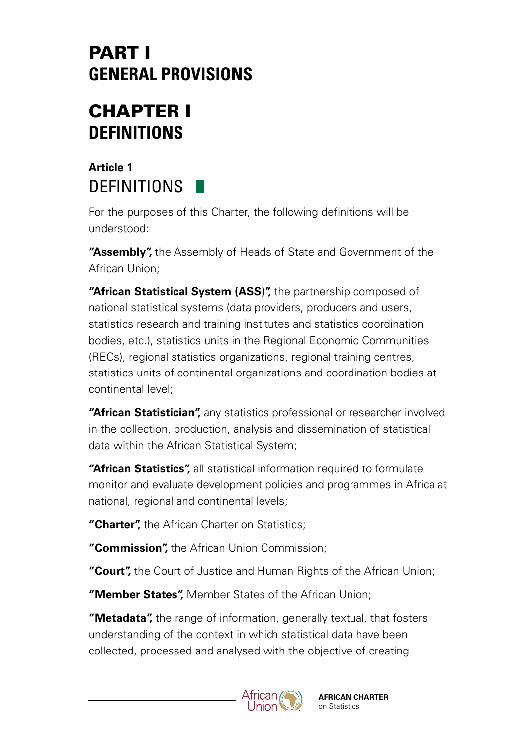# PART I
# GENERAL PROVISIONS

## CHAPTER I
## DEFINITIONS

### Article 1
### DEFINITIONS

For the purposes of this Charter, the following definitions will be understood:

**"Assembly",** the Assembly of Heads of State and Government of the African Union;

**"African Statistical System (ASS)",** the partnership composed of national statistical systems (data providers, producers and users, statistics research and training institutes and statistics coordination bodies, etc.), statistics units in the Regional Economic Communities (RECs), regional statistics organizations, regional training centres, statistics units of continental organizations and coordination bodies at continental level;

**"African Statistician",** any statistics professional or researcher involved in the collection, production, analysis and dissemination of statistical data within the African Statistical System;

**"African Statistics",** all statistical information required to formulate monitor and evaluate development policies and programmes in Africa at national, regional and continental levels;

**"Charter",** the African Charter on Statistics;

**"Commission",** the African Union Commission;

**"Court",** the Court of Justice and Human Rights of the African Union;

**"Member States",** Member States of the African Union;

**"Metadata",** the range of information, generally textual, that fosters understanding of the context in which statistical data have been collected, processed and analysed with the objective of creating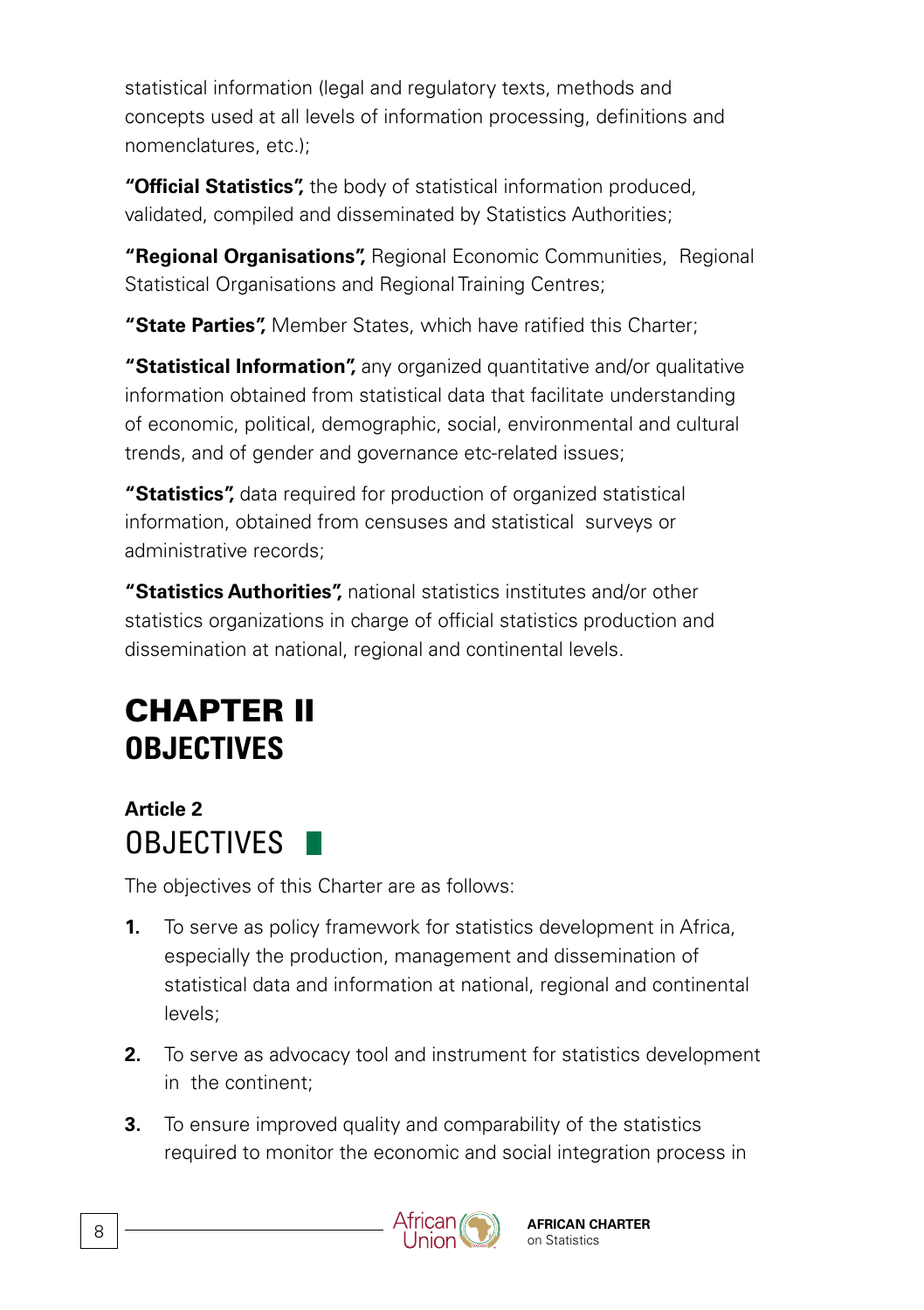statistical information (legal and regulatory texts, methods and concepts used at all levels of information processing, definitions and nomenclatures, etc.);

**"Official Statistics",** the body of statistical information produced, validated, compiled and disseminated by Statistics Authorities;

**"Regional Organisations",** Regional Economic Communities, Regional Statistical Organisations and Regional Training Centres;

**"State Parties",** Member States, which have ratified this Charter;

**"Statistical Information",** any organized quantitative and/or qualitative information obtained from statistical data that facilitate understanding of economic, political, demographic, social, environmental and cultural trends, and of gender and governance etc-related issues;

**"Statistics",** data required for production of organized statistical information, obtained from censuses and statistical surveys or administrative records;

**"Statistics Authorities",** national statistics institutes and/or other statistics organizations in charge of official statistics production and dissemination at national, regional and continental levels.

# CHAPTER II
# OBJECTIVES

### Article 2
## OBJECTIVES

The objectives of this Charter are as follows:

1. To serve as policy framework for statistics development in Africa, especially the production, management and dissemination of statistical data and information at national, regional and continental levels;
2. To serve as advocacy tool and instrument for statistics development in the continent;
3. To ensure improved quality and comparability of the statistics required to monitor the economic and social integration process in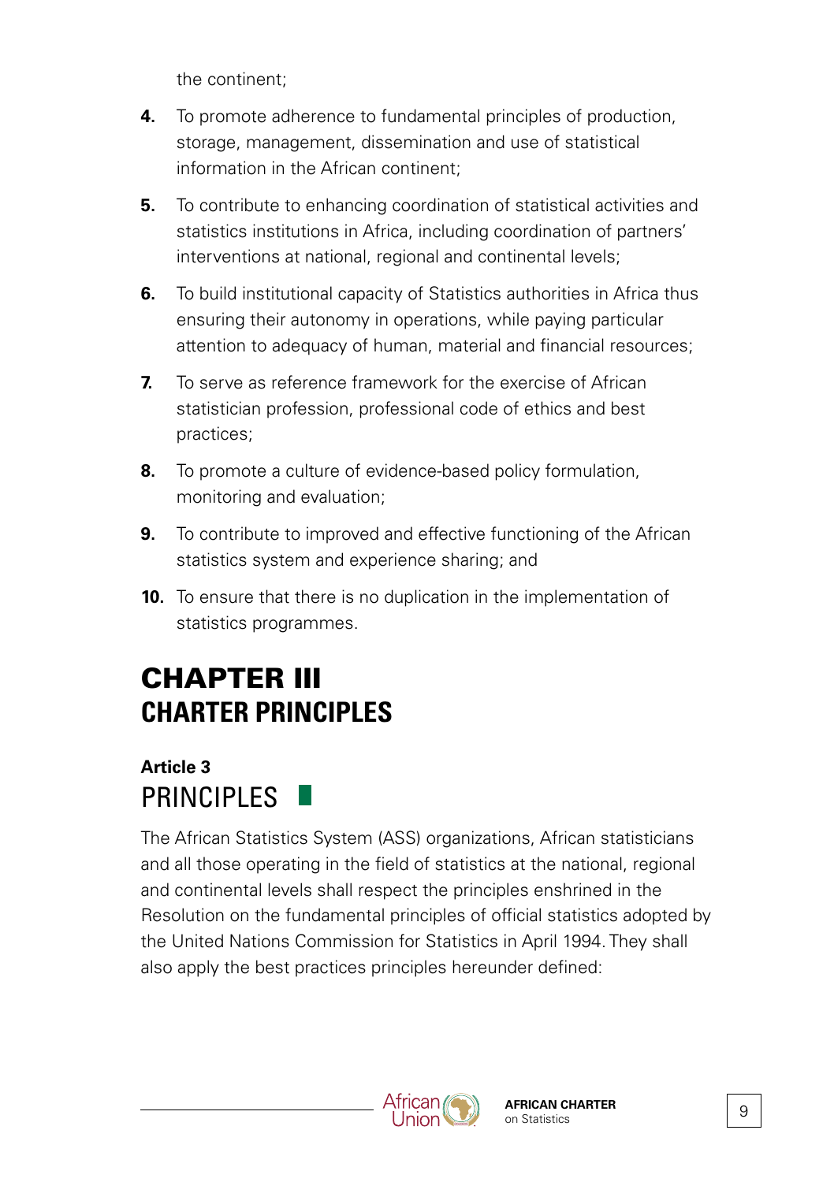the continent;

4. To promote adherence to fundamental principles of production, storage, management, dissemination and use of statistical information in the African continent;
5. To contribute to enhancing coordination of statistical activities and statistics institutions in Africa, including coordination of partners' interventions at national, regional and continental levels;
6. To build institutional capacity of Statistics authorities in Africa thus ensuring their autonomy in operations, while paying particular attention to adequacy of human, material and financial resources;
7. To serve as reference framework for the exercise of African statistician profession, professional code of ethics and best practices;
8. To promote a culture of evidence-based policy formulation, monitoring and evaluation;
9. To contribute to improved and effective functioning of the African statistics system and experience sharing; and
10. To ensure that there is no duplication in the implementation of statistics programmes.

# CHAPTER III
# CHARTER PRINCIPLES

## Article 3
## PRINCIPLES

The African Statistics System (ASS) organizations, African statisticians and all those operating in the field of statistics at the national, regional and continental levels shall respect the principles enshrined in the Resolution on the fundamental principles of official statistics adopted by the United Nations Commission for Statistics in April 1994. They shall also apply the best practices principles hereunder defined: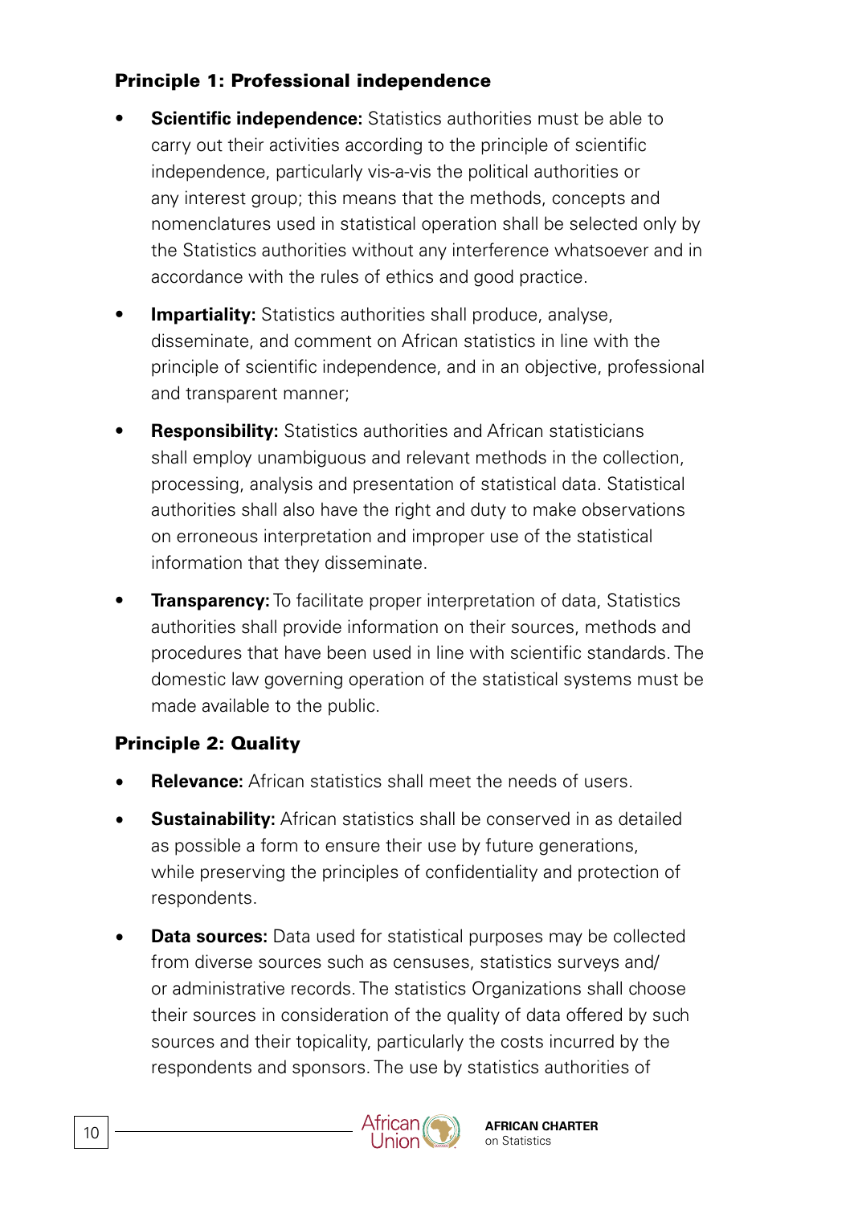### Principle 1: Professional independence

- **Scientific independence:** Statistics authorities must be able to carry out their activities according to the principle of scientific independence, particularly vis-a-vis the political authorities or any interest group; this means that the methods, concepts and nomenclatures used in statistical operation shall be selected only by the Statistics authorities without any interference whatsoever and in accordance with the rules of ethics and good practice.
- **Impartiality:** Statistics authorities shall produce, analyse, disseminate, and comment on African statistics in line with the principle of scientific independence, and in an objective, professional and transparent manner;
- **Responsibility:** Statistics authorities and African statisticians shall employ unambiguous and relevant methods in the collection, processing, analysis and presentation of statistical data. Statistical authorities shall also have the right and duty to make observations on erroneous interpretation and improper use of the statistical information that they disseminate.
- **Transparency:** To facilitate proper interpretation of data, Statistics authorities shall provide information on their sources, methods and procedures that have been used in line with scientific standards. The domestic law governing operation of the statistical systems must be made available to the public.

### Principle 2: Quality

- **Relevance:** African statistics shall meet the needs of users.
- **Sustainability:** African statistics shall be conserved in as detailed as possible a form to ensure their use by future generations, while preserving the principles of confidentiality and protection of respondents.
- **Data sources:** Data used for statistical purposes may be collected from diverse sources such as censuses, statistics surveys and/or administrative records. The statistics Organizations shall choose their sources in consideration of the quality of data offered by such sources and their topicality, particularly the costs incurred by the respondents and sponsors. The use by statistics authorities of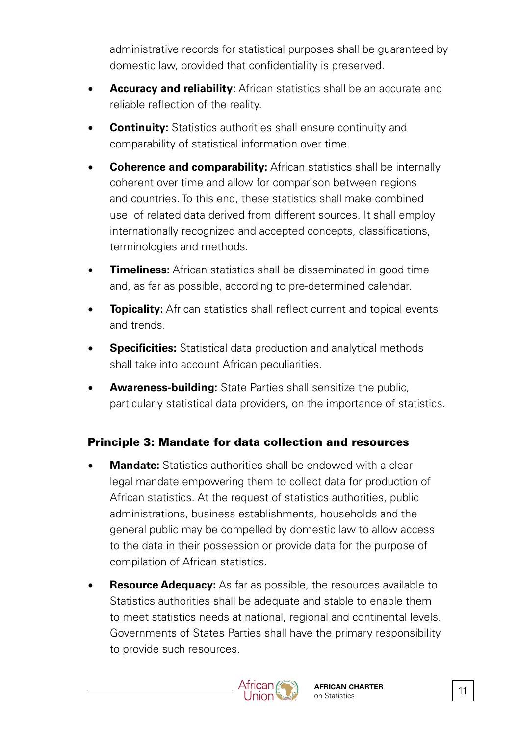administrative records for statistical purposes shall be guaranteed by domestic law, provided that confidentiality is preserved.

- **Accuracy and reliability:** African statistics shall be an accurate and reliable reflection of the reality.
- **Continuity:** Statistics authorities shall ensure continuity and comparability of statistical information over time.
- **Coherence and comparability:** African statistics shall be internally coherent over time and allow for comparison between regions and countries. To this end, these statistics shall make combined use of related data derived from different sources. It shall employ internationally recognized and accepted concepts, classifications, terminologies and methods.
- **Timeliness:** African statistics shall be disseminated in good time and, as far as possible, according to pre-determined calendar.
- **Topicality:** African statistics shall reflect current and topical events and trends.
- **Specificities:** Statistical data production and analytical methods shall take into account African peculiarities.
- **Awareness-building:** State Parties shall sensitize the public, particularly statistical data providers, on the importance of statistics.

### Principle 3: Mandate for data collection and resources

- **Mandate:** Statistics authorities shall be endowed with a clear legal mandate empowering them to collect data for production of African statistics. At the request of statistics authorities, public administrations, business establishments, households and the general public may be compelled by domestic law to allow access to the data in their possession or provide data for the purpose of compilation of African statistics.
- **Resource Adequacy:** As far as possible, the resources available to Statistics authorities shall be adequate and stable to enable them to meet statistics needs at national, regional and continental levels. Governments of States Parties shall have the primary responsibility to provide such resources.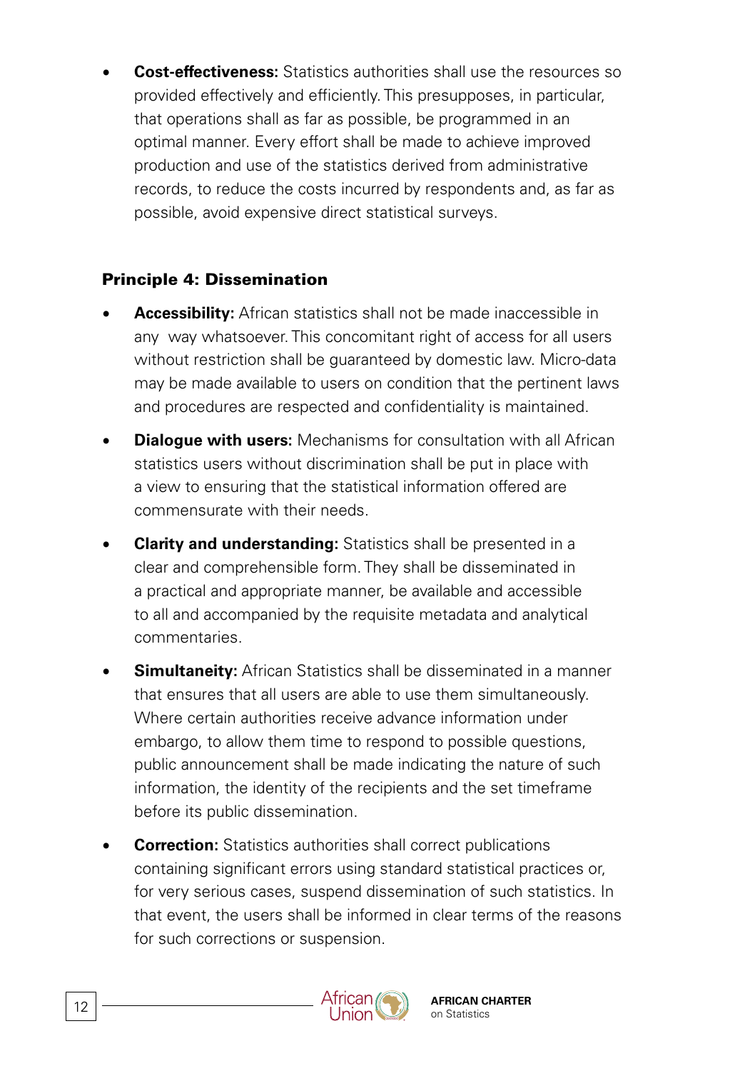- **Cost-effectiveness:** Statistics authorities shall use the resources so provided effectively and efficiently. This presupposes, in particular, that operations shall as far as possible, be programmed in an optimal manner. Every effort shall be made to achieve improved production and use of the statistics derived from administrative records, to reduce the costs incurred by respondents and, as far as possible, avoid expensive direct statistical surveys.

### Principle 4: Dissemination

- **Accessibility:** African statistics shall not be made inaccessible in any way whatsoever. This concomitant right of access for all users without restriction shall be guaranteed by domestic law. Micro-data may be made available to users on condition that the pertinent laws and procedures are respected and confidentiality is maintained.
- **Dialogue with users:** Mechanisms for consultation with all African statistics users without discrimination shall be put in place with a view to ensuring that the statistical information offered are commensurate with their needs.
- **Clarity and understanding:** Statistics shall be presented in a clear and comprehensible form. They shall be disseminated in a practical and appropriate manner, be available and accessible to all and accompanied by the requisite metadata and analytical commentaries.
- **Simultaneity:** African Statistics shall be disseminated in a manner that ensures that all users are able to use them simultaneously. Where certain authorities receive advance information under embargo, to allow them time to respond to possible questions, public announcement shall be made indicating the nature of such information, the identity of the recipients and the set timeframe before its public dissemination.
- **Correction:** Statistics authorities shall correct publications containing significant errors using standard statistical practices or, for very serious cases, suspend dissemination of such statistics. In that event, the users shall be informed in clear terms of the reasons for such corrections or suspension.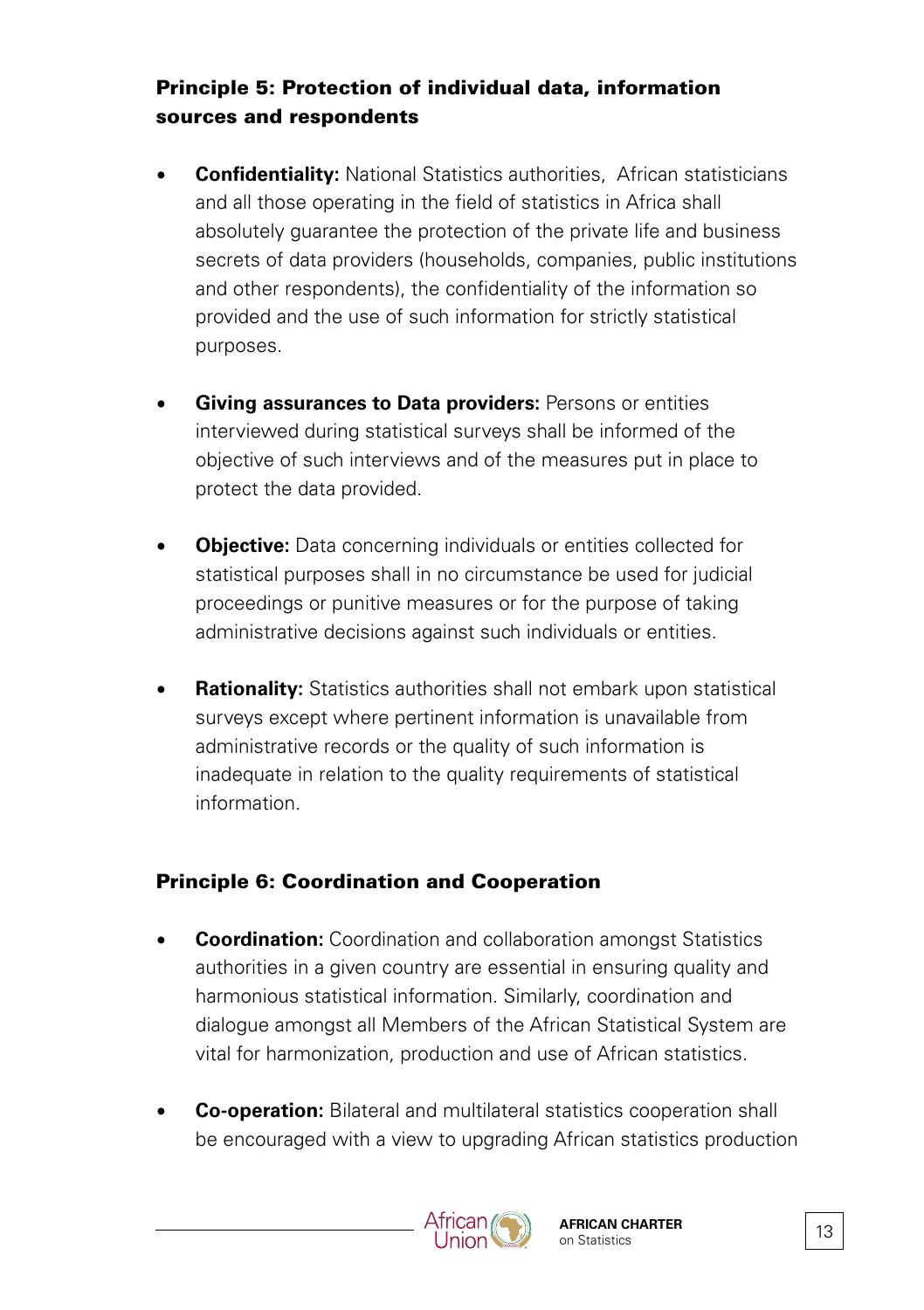### Principle 5: Protection of individual data, information sources and respondents

- **Confidentiality:** National Statistics authorities, African statisticians and all those operating in the field of statistics in Africa shall absolutely guarantee the protection of the private life and business secrets of data providers (households, companies, public institutions and other respondents), the confidentiality of the information so provided and the use of such information for strictly statistical purposes.

- **Giving assurances to Data providers:** Persons or entities interviewed during statistical surveys shall be informed of the objective of such interviews and of the measures put in place to protect the data provided.

- **Objective:** Data concerning individuals or entities collected for statistical purposes shall in no circumstance be used for judicial proceedings or punitive measures or for the purpose of taking administrative decisions against such individuals or entities.

- **Rationality:** Statistics authorities shall not embark upon statistical surveys except where pertinent information is unavailable from administrative records or the quality of such information is inadequate in relation to the quality requirements of statistical information.

### Principle 6: Coordination and Cooperation

- **Coordination:** Coordination and collaboration amongst Statistics authorities in a given country are essential in ensuring quality and harmonious statistical information. Similarly, coordination and dialogue amongst all Members of the African Statistical System are vital for harmonization, production and use of African statistics.

- **Co-operation:** Bilateral and multilateral statistics cooperation shall be encouraged with a view to upgrading African statistics production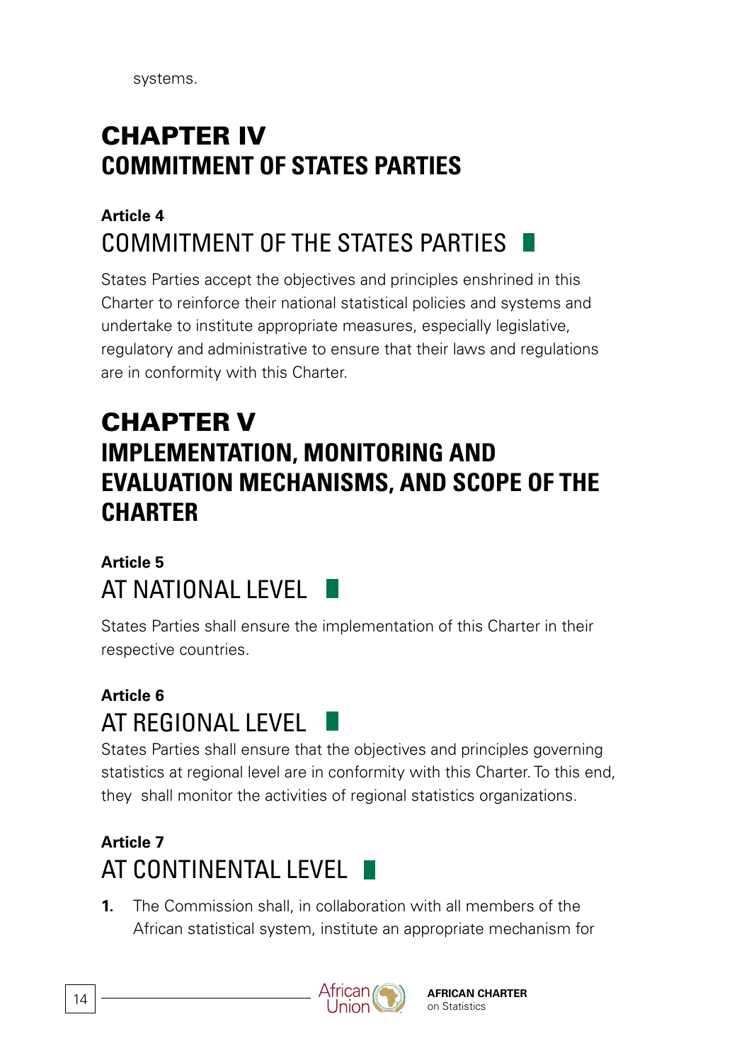systems.

# CHAPTER IV
# COMMITMENT OF STATES PARTIES

### Article 4
## COMMITMENT OF THE STATES PARTIES

States Parties accept the objectives and principles enshrined in this Charter to reinforce their national statistical policies and systems and undertake to institute appropriate measures, especially legislative, regulatory and administrative to ensure that their laws and regulations are in conformity with this Charter.

# CHAPTER V
# IMPLEMENTATION, MONITORING AND EVALUATION MECHANISMS, AND SCOPE OF THE CHARTER

### Article 5
## AT NATIONAL LEVEL

States Parties shall ensure the implementation of this Charter in their respective countries.

### Article 6
## AT REGIONAL LEVEL

States Parties shall ensure that the objectives and principles governing statistics at regional level are in conformity with this Charter. To this end, they shall monitor the activities of regional statistics organizations.

### Article 7
## AT CONTINENTAL LEVEL

**1.** The Commission shall, in collaboration with all members of the African statistical system, institute an appropriate mechanism for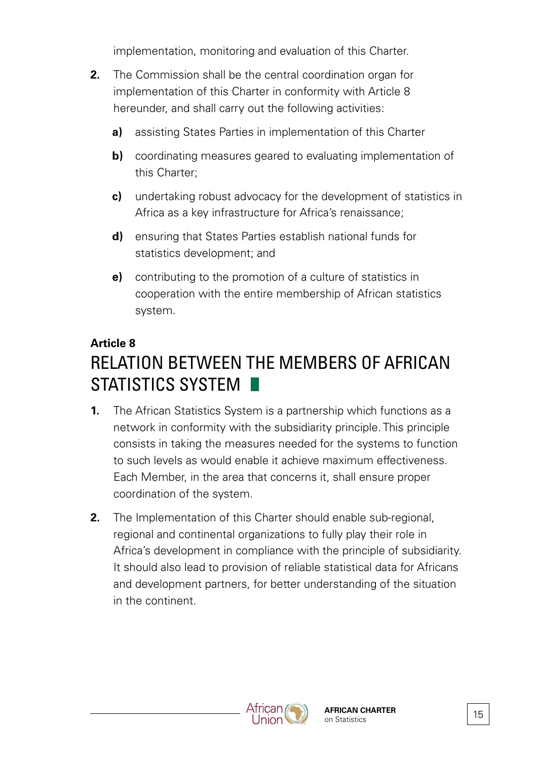implementation, monitoring and evaluation of this Charter.

2. The Commission shall be the central coordination organ for implementation of this Charter in conformity with Article 8 hereunder, and shall carry out the following activities:

   a) assisting States Parties in implementation of this Charter

   b) coordinating measures geared to evaluating implementation of this Charter;

   c) undertaking robust advocacy for the development of statistics in Africa as a key infrastructure for Africa's renaissance;

   d) ensuring that States Parties establish national funds for statistics development; and

   e) contributing to the promotion of a culture of statistics in cooperation with the entire membership of African statistics system.

**Article 8**

## RELATION BETWEEN THE MEMBERS OF AFRICAN STATISTICS SYSTEM

1. The African Statistics System is a partnership which functions as a network in conformity with the subsidiarity principle. This principle consists in taking the measures needed for the systems to function to such levels as would enable it achieve maximum effectiveness. Each Member, in the area that concerns it, shall ensure proper coordination of the system.

2. The Implementation of this Charter should enable sub-regional, regional and continental organizations to fully play their role in Africa's development in compliance with the principle of subsidiarity. It should also lead to provision of reliable statistical data for Africans and development partners, for better understanding of the situation in the continent.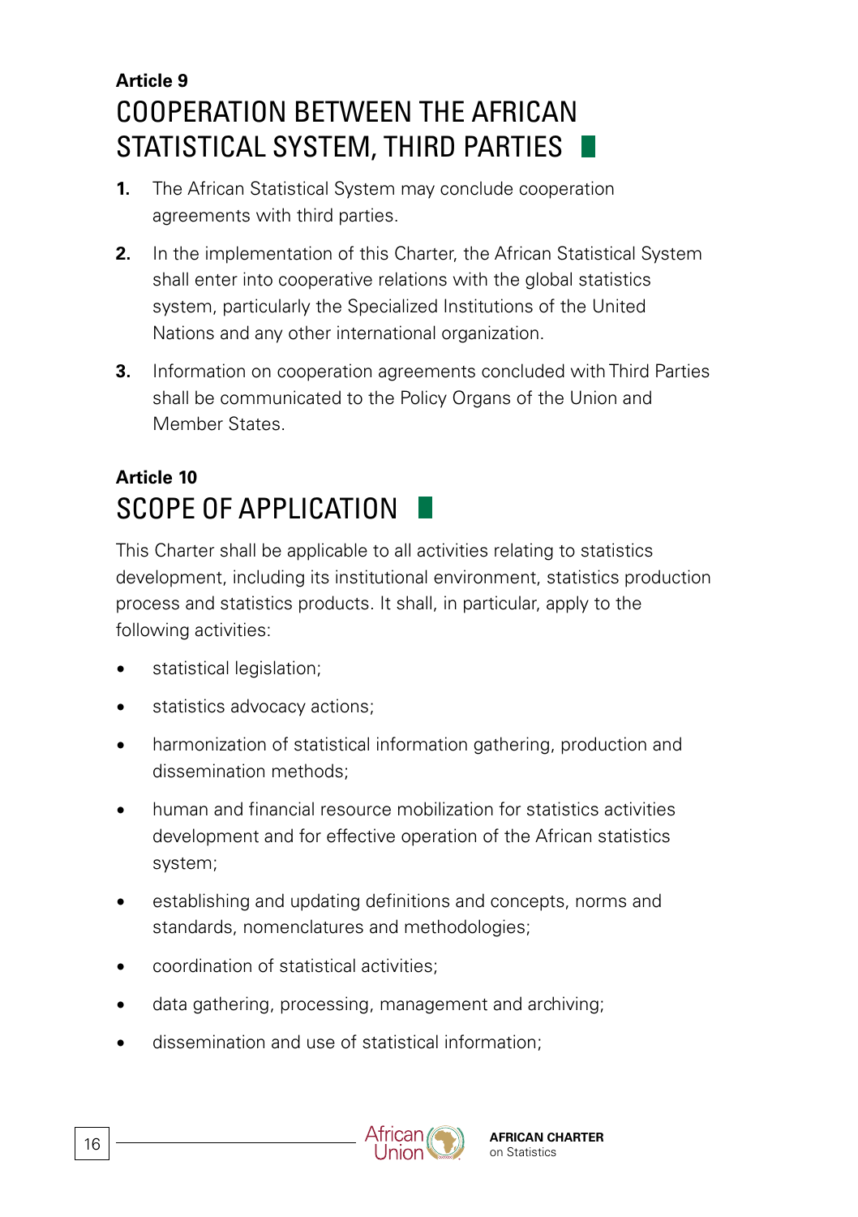**Article 9**

## COOPERATION BETWEEN THE AFRICAN STATISTICAL SYSTEM, THIRD PARTIES

1. The African Statistical System may conclude cooperation agreements with third parties.
2. In the implementation of this Charter, the African Statistical System shall enter into cooperative relations with the global statistics system, particularly the Specialized Institutions of the United Nations and any other international organization.
3. Information on cooperation agreements concluded with Third Parties shall be communicated to the Policy Organs of the Union and Member States.

**Article 10**

## SCOPE OF APPLICATION

This Charter shall be applicable to all activities relating to statistics development, including its institutional environment, statistics production process and statistics products. It shall, in particular, apply to the following activities:

- statistical legislation;
- statistics advocacy actions;
- harmonization of statistical information gathering, production and dissemination methods;
- human and financial resource mobilization for statistics activities development and for effective operation of the African statistics system;
- establishing and updating definitions and concepts, norms and standards, nomenclatures and methodologies;
- coordination of statistical activities;
- data gathering, processing, management and archiving;
- dissemination and use of statistical information;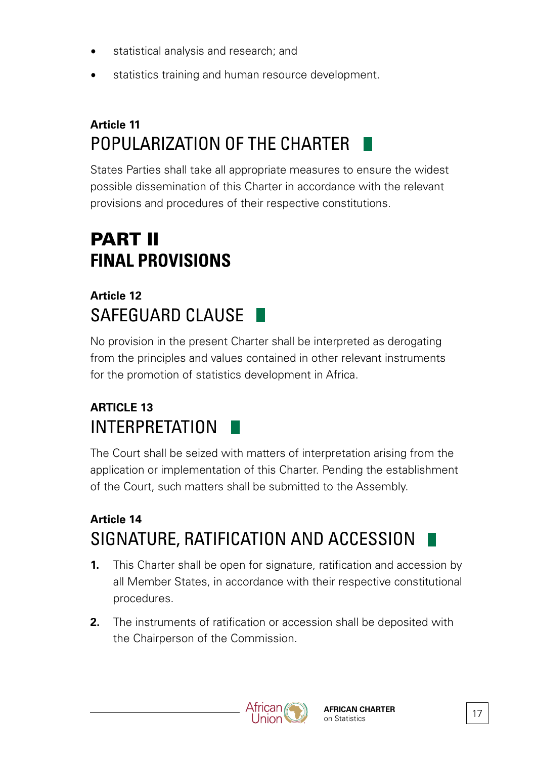- statistical analysis and research; and
- statistics training and human resource development.

### Article 11
## POPULARIZATION OF THE CHARTER

States Parties shall take all appropriate measures to ensure the widest possible dissemination of this Charter in accordance with the relevant provisions and procedures of their respective constitutions.

# PART II
# FINAL PROVISIONS

### Article 12
## SAFEGUARD CLAUSE

No provision in the present Charter shall be interpreted as derogating from the principles and values contained in other relevant instruments for the promotion of statistics development in Africa.

### ARTICLE 13
## INTERPRETATION

The Court shall be seized with matters of interpretation arising from the application or implementation of this Charter. Pending the establishment of the Court, such matters shall be submitted to the Assembly.

### Article 14
## SIGNATURE, RATIFICATION AND ACCESSION

1. This Charter shall be open for signature, ratification and accession by all Member States, in accordance with their respective constitutional procedures.
2. The instruments of ratification or accession shall be deposited with the Chairperson of the Commission.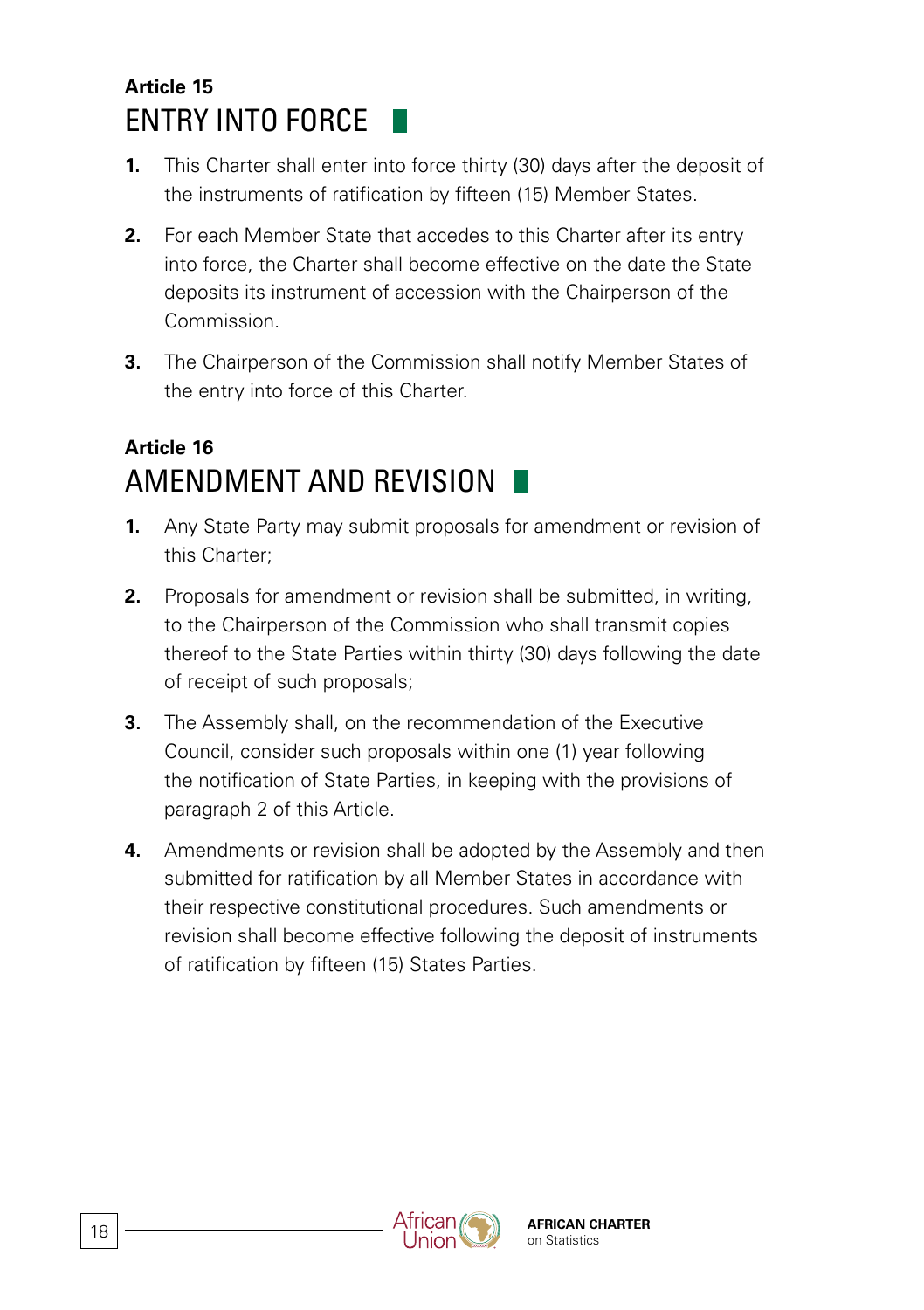**Article 15**

## ENTRY INTO FORCE

1. This Charter shall enter into force thirty (30) days after the deposit of the instruments of ratification by fifteen (15) Member States.

2. For each Member State that accedes to this Charter after its entry into force, the Charter shall become effective on the date the State deposits its instrument of accession with the Chairperson of the Commission.

3. The Chairperson of the Commission shall notify Member States of the entry into force of this Charter.

**Article 16**

## AMENDMENT AND REVISION

1. Any State Party may submit proposals for amendment or revision of this Charter;

2. Proposals for amendment or revision shall be submitted, in writing, to the Chairperson of the Commission who shall transmit copies thereof to the State Parties within thirty (30) days following the date of receipt of such proposals;

3. The Assembly shall, on the recommendation of the Executive Council, consider such proposals within one (1) year following the notification of State Parties, in keeping with the provisions of paragraph 2 of this Article.

4. Amendments or revision shall be adopted by the Assembly and then submitted for ratification by all Member States in accordance with their respective constitutional procedures. Such amendments or revision shall become effective following the deposit of instruments of ratification by fifteen (15) States Parties.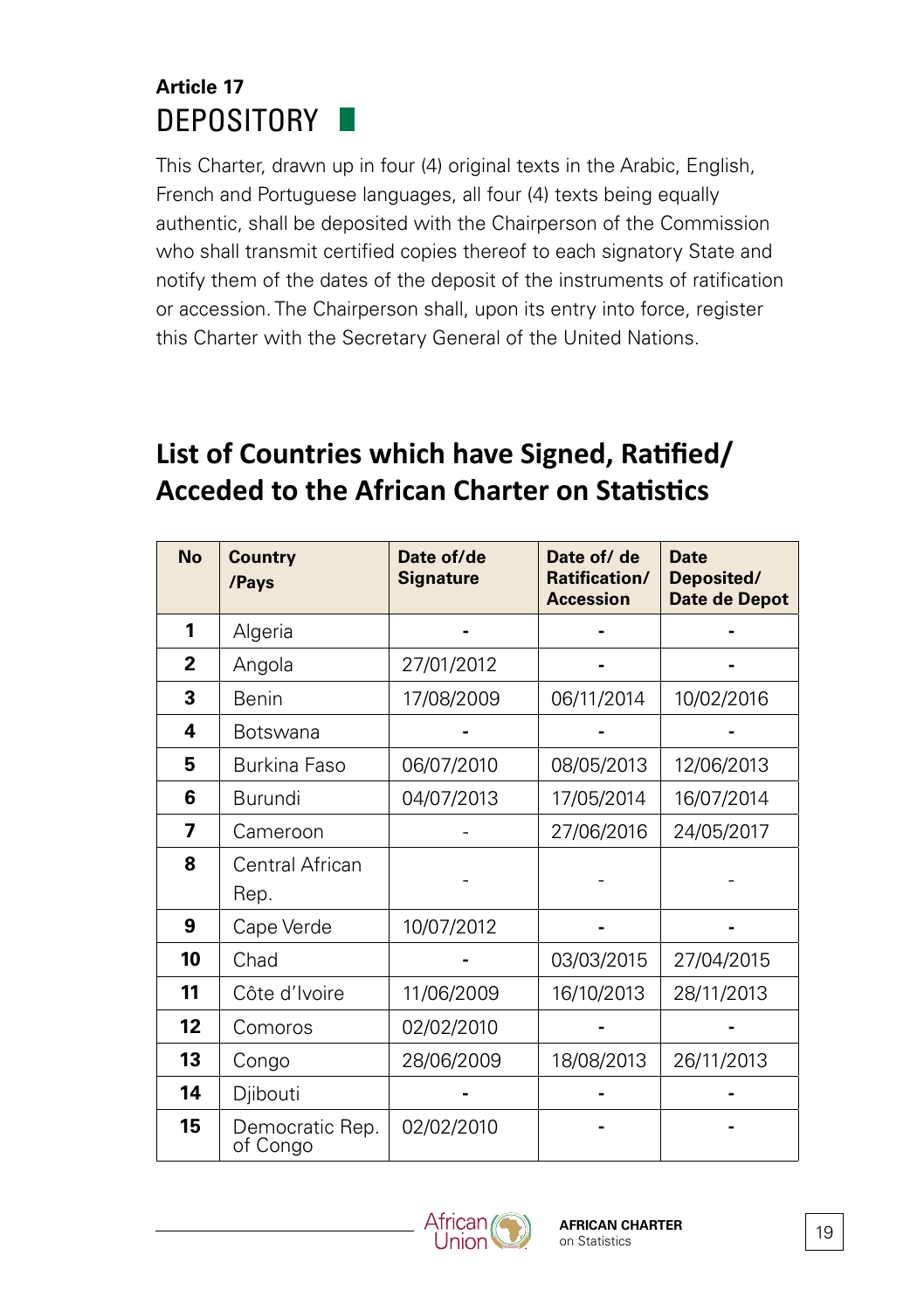## Article 17
## DEPOSITORY

This Charter, drawn up in four (4) original texts in the Arabic, English, French and Portuguese languages, all four (4) texts being equally authentic, shall be deposited with the Chairperson of the Commission who shall transmit certified copies thereof to each signatory State and notify them of the dates of the deposit of the instruments of ratification or accession. The Chairperson shall, upon its entry into force, register this Charter with the Secretary General of the United Nations.

# List of Countries which have Signed, Ratified/ Acceded to the African Charter on Statistics

| No | Country /Pays | Date of/de Signature | Date of/ de Ratification/ Accession | Date Deposited/ Date de Depot |
|---|---|---|---|---|
| 1 | Algeria | - | - | - |
| 2 | Angola | 27/01/2012 | - | - |
| 3 | Benin | 17/08/2009 | 06/11/2014 | 10/02/2016 |
| 4 | Botswana | - | - | - |
| 5 | Burkina Faso | 06/07/2010 | 08/05/2013 | 12/06/2013 |
| 6 | Burundi | 04/07/2013 | 17/05/2014 | 16/07/2014 |
| 7 | Cameroon | - | 27/06/2016 | 24/05/2017 |
| 8 | Central African Rep. | - | - | - |
| 9 | Cape Verde | 10/07/2012 | - | - |
| 10 | Chad | - | 03/03/2015 | 27/04/2015 |
| 11 | Côte d'Ivoire | 11/06/2009 | 16/10/2013 | 28/11/2013 |
| 12 | Comoros | 02/02/2010 | - | - |
| 13 | Congo | 28/06/2009 | 18/08/2013 | 26/11/2013 |
| 14 | Djibouti | - | - | - |
| 15 | Democratic Rep. of Congo | 02/02/2010 | - | - |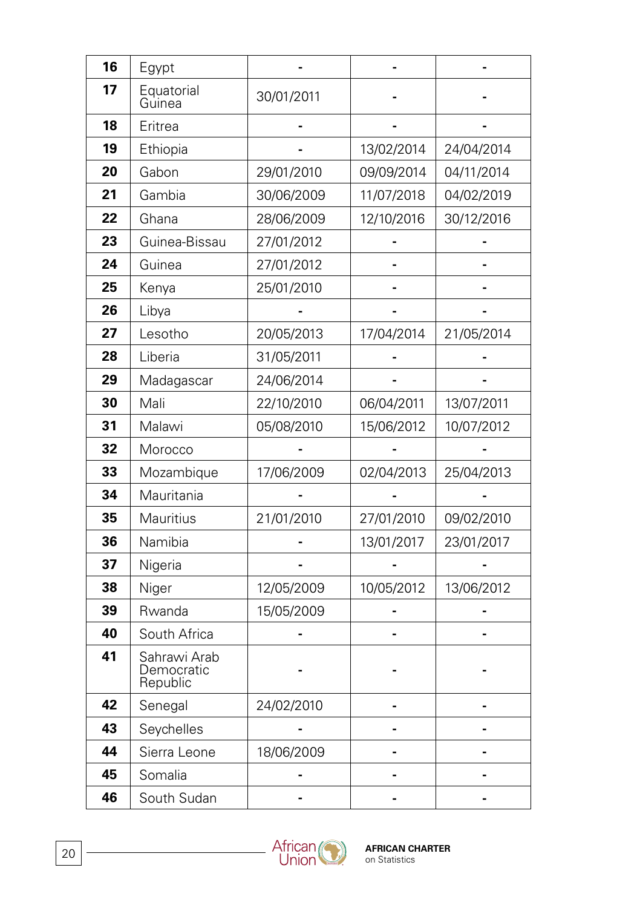| 16 | Egypt | - | - | - |
|---|---|---|---|---|
| 17 | Equatorial Guinea | 30/01/2011 | - | - |
| 18 | Eritrea | - | - | - |
| 19 | Ethiopia | - | 13/02/2014 | 24/04/2014 |
| 20 | Gabon | 29/01/2010 | 09/09/2014 | 04/11/2014 |
| 21 | Gambia | 30/06/2009 | 11/07/2018 | 04/02/2019 |
| 22 | Ghana | 28/06/2009 | 12/10/2016 | 30/12/2016 |
| 23 | Guinea-Bissau | 27/01/2012 | - | - |
| 24 | Guinea | 27/01/2012 | - | - |
| 25 | Kenya | 25/01/2010 | - | - |
| 26 | Libya | - | - | - |
| 27 | Lesotho | 20/05/2013 | 17/04/2014 | 21/05/2014 |
| 28 | Liberia | 31/05/2011 | - | - |
| 29 | Madagascar | 24/06/2014 | - | - |
| 30 | Mali | 22/10/2010 | 06/04/2011 | 13/07/2011 |
| 31 | Malawi | 05/08/2010 | 15/06/2012 | 10/07/2012 |
| 32 | Morocco | - | - | - |
| 33 | Mozambique | 17/06/2009 | 02/04/2013 | 25/04/2013 |
| 34 | Mauritania | - | - | - |
| 35 | Mauritius | 21/01/2010 | 27/01/2010 | 09/02/2010 |
| 36 | Namibia | - | 13/01/2017 | 23/01/2017 |
| 37 | Nigeria | - | - | - |
| 38 | Niger | 12/05/2009 | 10/05/2012 | 13/06/2012 |
| 39 | Rwanda | 15/05/2009 | - | - |
| 40 | South Africa | - | - | - |
| 41 | Sahrawi Arab Democratic Republic | - | - | - |
| 42 | Senegal | 24/02/2010 | - | - |
| 43 | Seychelles | - | - | - |
| 44 | Sierra Leone | 18/06/2009 | - | - |
| 45 | Somalia | - | - | - |
| 46 | South Sudan | - | - | - |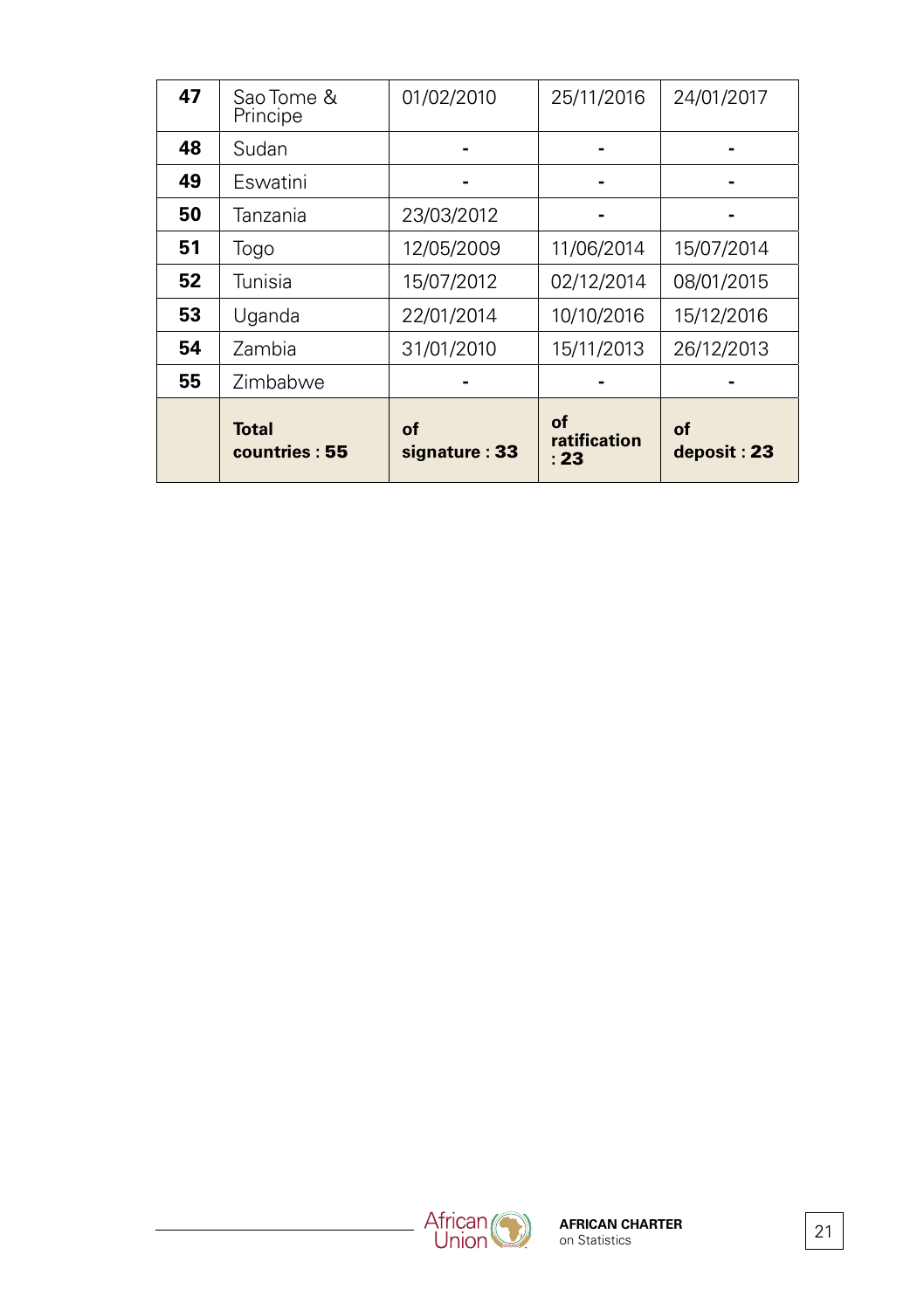| **47** | Sao Tome & Principe | 01/02/2010 | 25/11/2016 | 24/01/2017 |
|---|---|---|---|---|
| **48** | Sudan | - | - | - |
| **49** | Eswatini | - | - | - |
| **50** | Tanzania | 23/03/2012 | - | - |
| **51** | Togo | 12/05/2009 | 11/06/2014 | 15/07/2014 |
| **52** | Tunisia | 15/07/2012 | 02/12/2014 | 08/01/2015 |
| **53** | Uganda | 22/01/2014 | 10/10/2016 | 15/12/2016 |
| **54** | Zambia | 31/01/2010 | 15/11/2013 | 26/12/2013 |
| **55** | Zimbabwe | - | - | - |
| | **Total countries : 55** | **of signature : 33** | **of ratification : 23** | **of deposit : 23** |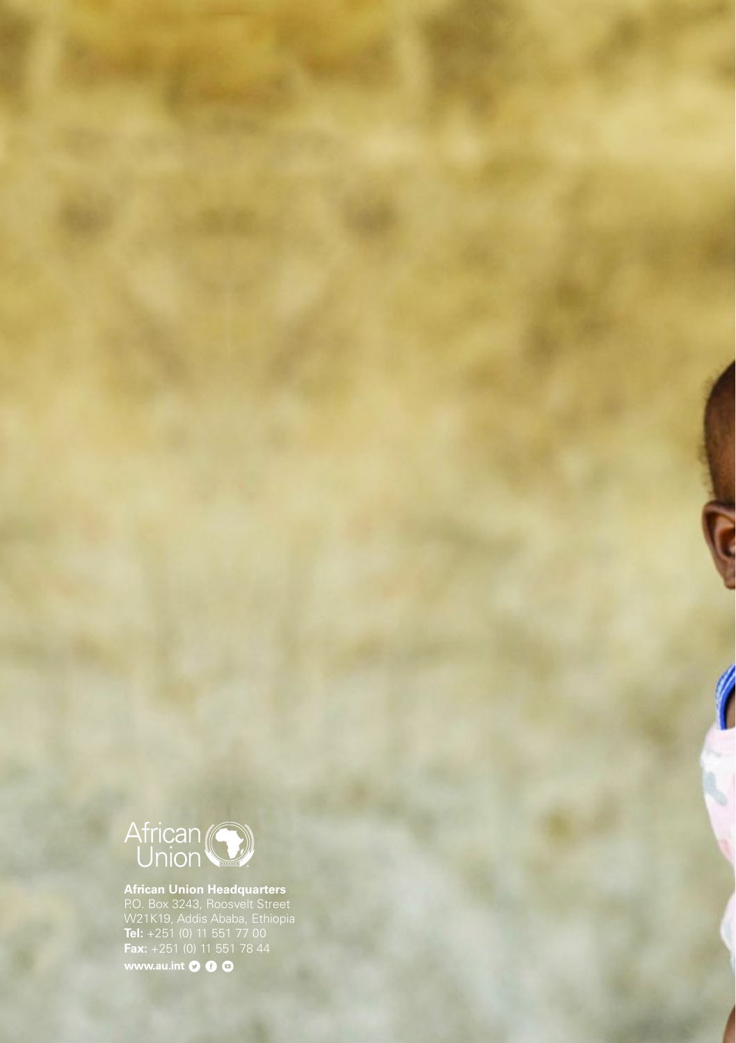African Union

**African Union Headquarters**
P.O. Box 3243, Roosvelt Street
W21K19, Addis Ababa, Ethiopia
**Tel:** +251 (0) 11 551 77 00
**Fax:** +251 (0) 11 551 78 44
**www.au.int**